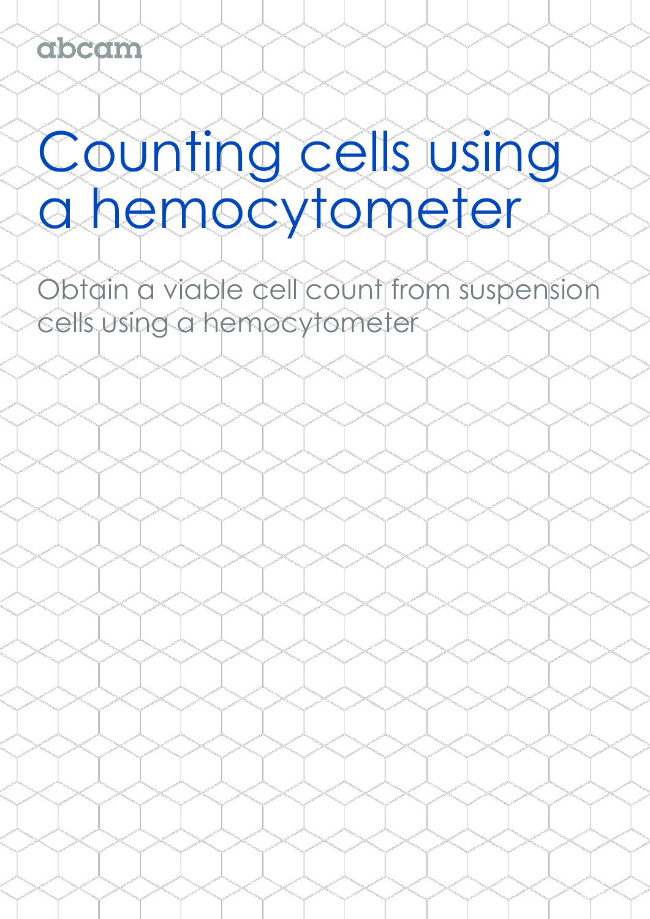abcam

# Counting cells using a hemocytometer

Obtain a viable cell count from suspension cells using a hemocytometer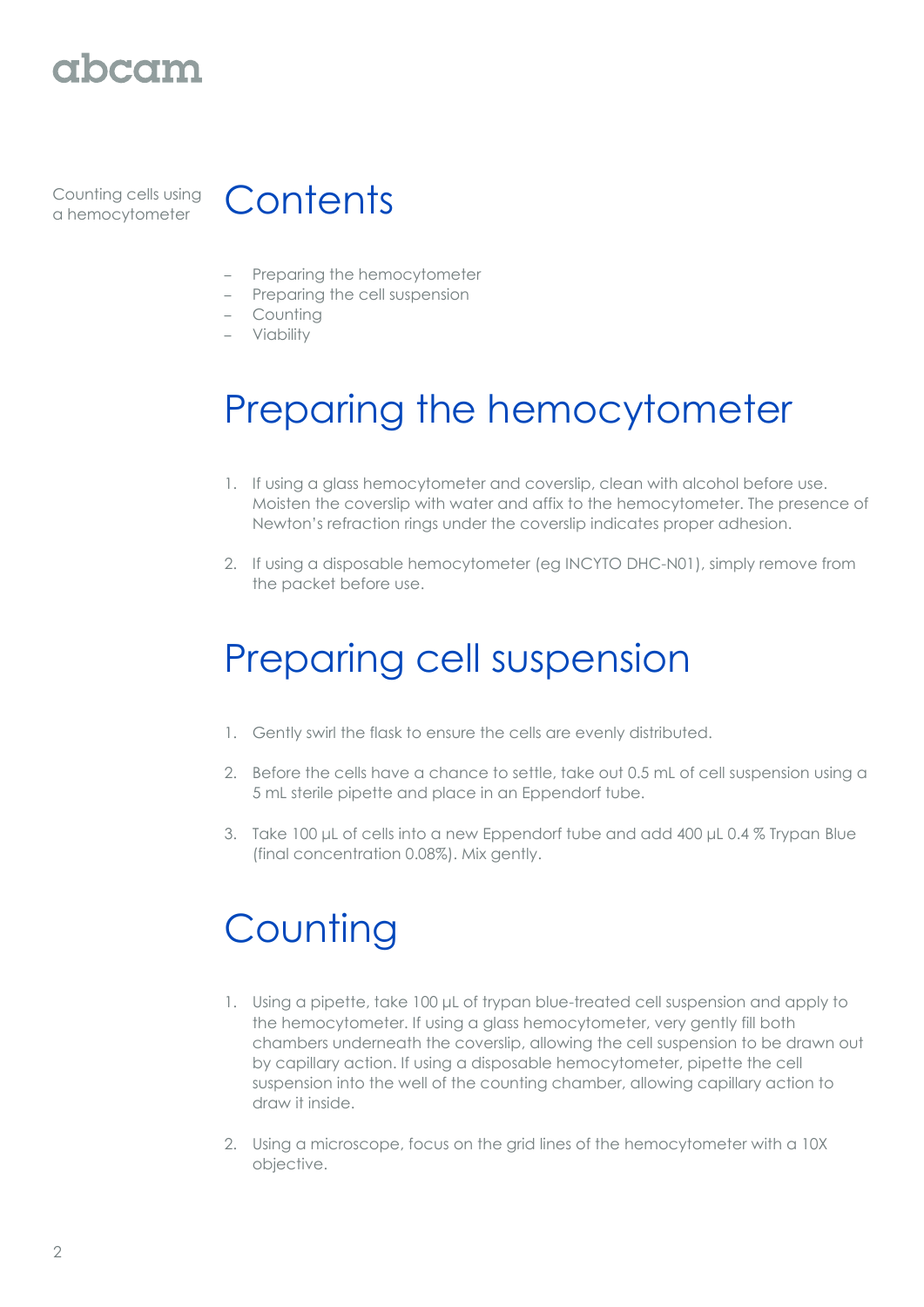Counting cells using a hemocytometer

# Contents

- Preparing the hemocytometer
- Preparing the cell suspension
- Counting
- Viability

# Preparing the hemocytometer

1. If using a glass hemocytometer and coverslip, clean with alcohol before use. Moisten the coverslip with water and affix to the hemocytometer. The presence of Newton's refraction rings under the coverslip indicates proper adhesion.

2. If using a disposable hemocytometer (eg INCYTO DHC-N01), simply remove from the packet before use.

# Preparing cell suspension

1. Gently swirl the flask to ensure the cells are evenly distributed.

2. Before the cells have a chance to settle, take out 0.5 mL of cell suspension using a 5 mL sterile pipette and place in an Eppendorf tube.

3. Take 100 µL of cells into a new Eppendorf tube and add 400 µL 0.4 % Trypan Blue (final concentration 0.08%). Mix gently.

# Counting

1. Using a pipette, take 100 µL of trypan blue-treated cell suspension and apply to the hemocytometer. If using a glass hemocytometer, very gently fill both chambers underneath the coverslip, allowing the cell suspension to be drawn out by capillary action. If using a disposable hemocytometer, pipette the cell suspension into the well of the counting chamber, allowing capillary action to draw it inside.

2. Using a microscope, focus on the grid lines of the hemocytometer with a 10X objective.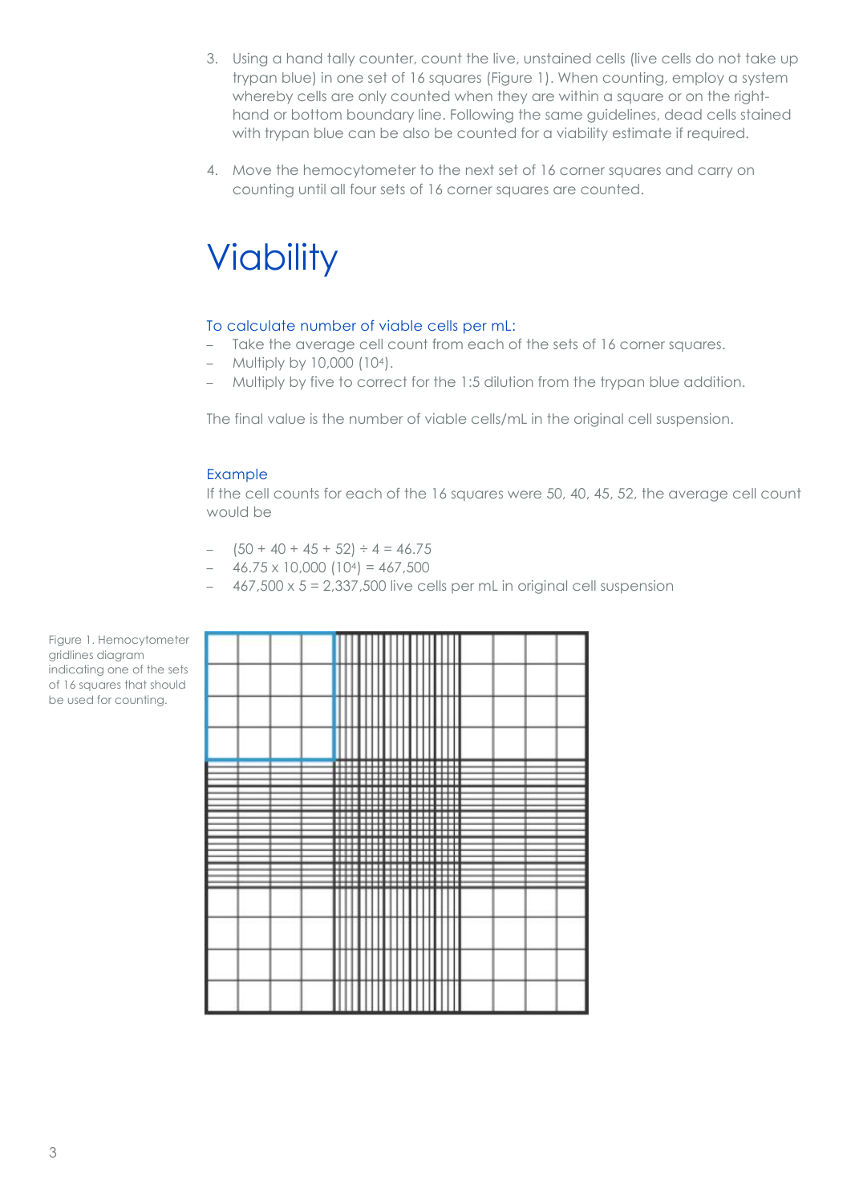3. Using a hand tally counter, count the live, unstained cells (live cells do not take up trypan blue) in one set of 16 squares (Figure 1). When counting, employ a system whereby cells are only counted when they are within a square or on the right-hand or bottom boundary line. Following the same guidelines, dead cells stained with trypan blue can be also be counted for a viability estimate if required.

4. Move the hemocytometer to the next set of 16 corner squares and carry on counting until all four sets of 16 corner squares are counted.

# Viability

### To calculate number of viable cells per mL:

- Take the average cell count from each of the sets of 16 corner squares.
- Multiply by 10,000 ($10^4$).
- Multiply by five to correct for the 1:5 dilution from the trypan blue addition.

The final value is the number of viable cells/mL in the original cell suspension.

### Example

If the cell counts for each of the 16 squares were 50, 40, 45, 52, the average cell count would be

- (50 + 40 + 45 + 52) ÷ 4 = 46.75
- 46.75 x 10,000 ($10^4$) = 467,500
- 467,500 x 5 = 2,337,500 live cells per mL in original cell suspension

Figure 1. Hemocytometer gridlines diagram indicating one of the sets of 16 squares that should be used for counting.